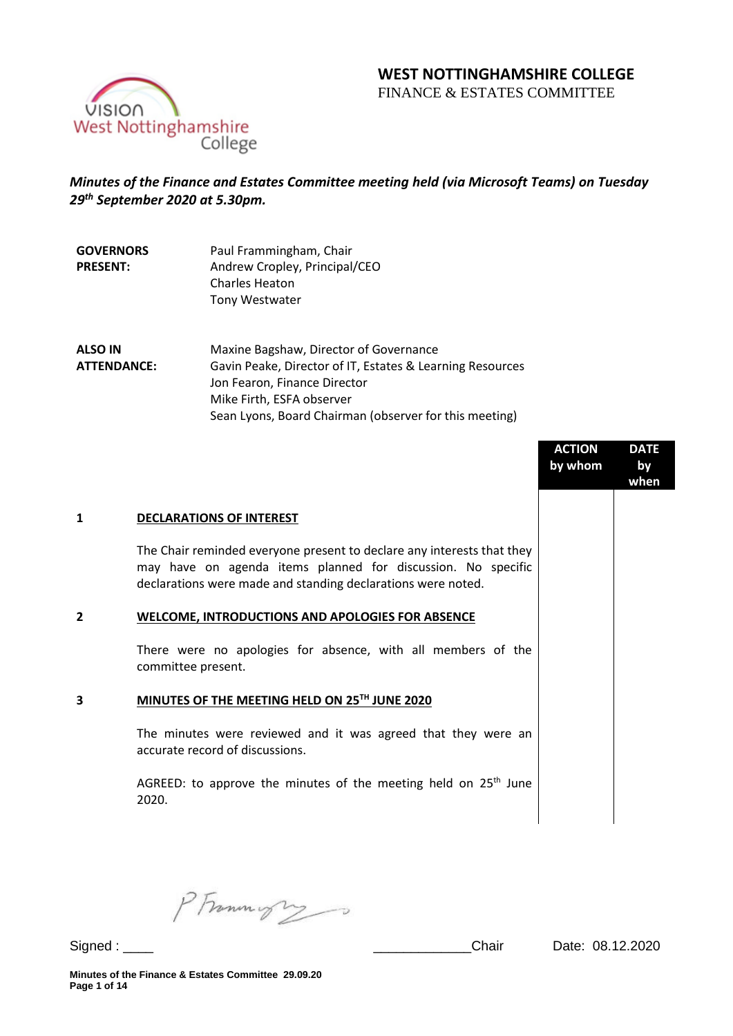# WEST NOTTINGHAMSHIRE COLLEGE

FINANCE & ESTATES COMMITTEE

***Minutes of the Finance and Estates Committee meeting held (via Microsoft Teams) on Tuesday 29th September 2020 at 5.30pm.***

| | |
|---|---|
| **GOVERNORS PRESENT:** | Paul Frammingham, Chair<br>Andrew Cropley, Principal/CEO<br>Charles Heaton<br>Tony Westwater |
| **ALSO IN ATTENDANCE:** | Maxine Bagshaw, Director of Governance<br>Gavin Peake, Director of IT, Estates & Learning Resources<br>Jon Fearon, Finance Director<br>Mike Firth, ESFA observer<br>Sean Lyons, Board Chairman (observer for this meeting) |

| | | ACTION by whom | DATE by when |
|---|---|---|---|
| **1** | **DECLARATIONS OF INTEREST** | | |
| | The Chair reminded everyone present to declare any interests that they may have on agenda items planned for discussion. No specific declarations were made and standing declarations were noted. | | |
| **2** | **WELCOME, INTRODUCTIONS AND APOLOGIES FOR ABSENCE** | | |
| | There were no apologies for absence, with all members of the committee present. | | |
| **3** | **MINUTES OF THE MEETING HELD ON 25TH JUNE 2020** | | |
| | The minutes were reviewed and it was agreed that they were an accurate record of discussions. | | |
| | AGREED: to approve the minutes of the meeting held on 25th June 2020. | | |

Signed : P Frammingham Chair Date: 08.12.2020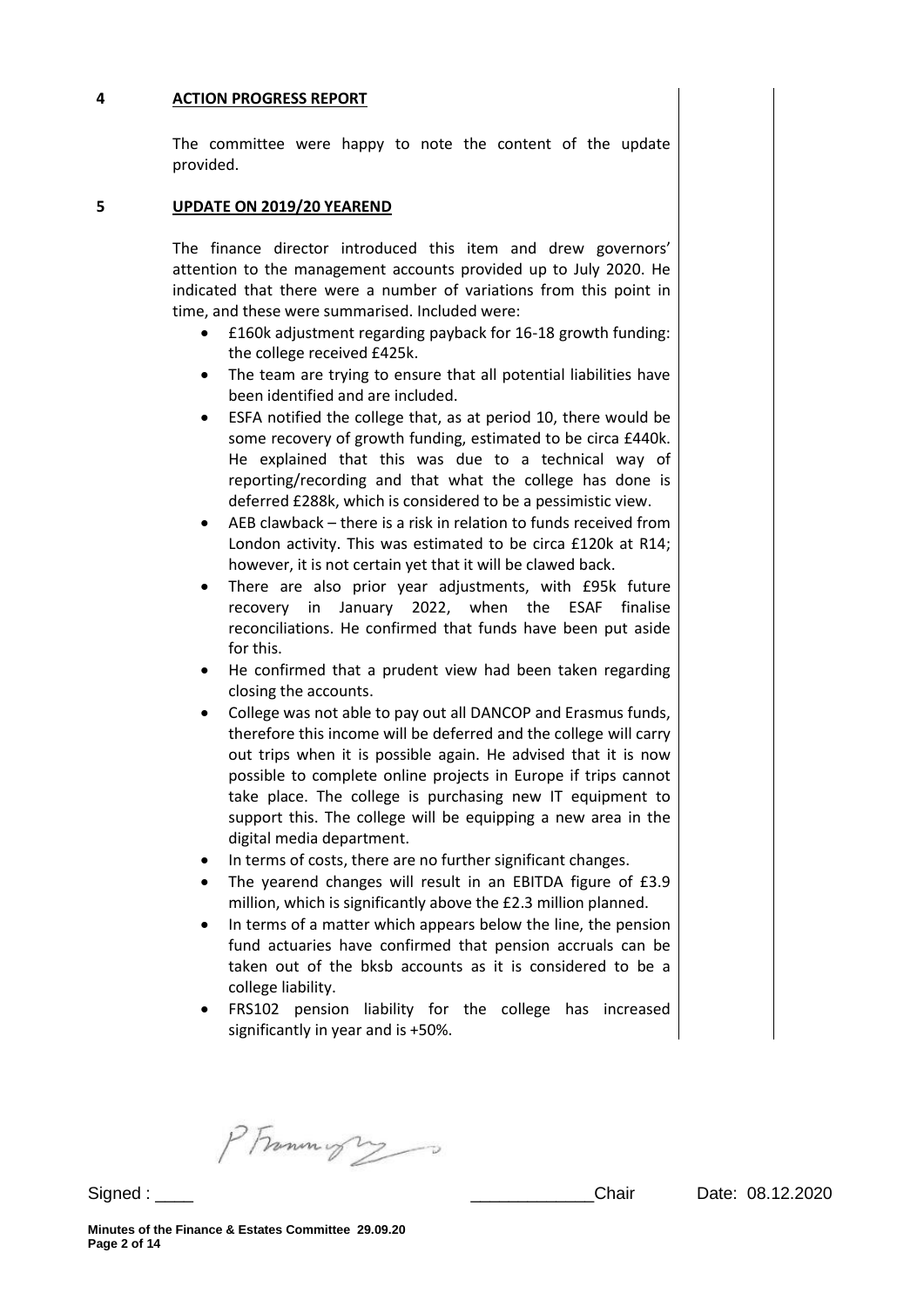## 4 ACTION PROGRESS REPORT

The committee were happy to note the content of the update provided.

## 5 UPDATE ON 2019/20 YEAREND

The finance director introduced this item and drew governors' attention to the management accounts provided up to July 2020. He indicated that there were a number of variations from this point in time, and these were summarised. Included were:

- £160k adjustment regarding payback for 16-18 growth funding: the college received £425k.
- The team are trying to ensure that all potential liabilities have been identified and are included.
- ESFA notified the college that, as at period 10, there would be some recovery of growth funding, estimated to be circa £440k. He explained that this was due to a technical way of reporting/recording and that what the college has done is deferred £288k, which is considered to be a pessimistic view.
- AEB clawback – there is a risk in relation to funds received from London activity. This was estimated to be circa £120k at R14; however, it is not certain yet that it will be clawed back.
- There are also prior year adjustments, with £95k future recovery in January 2022, when the ESAF finalise reconciliations. He confirmed that funds have been put aside for this.
- He confirmed that a prudent view had been taken regarding closing the accounts.
- College was not able to pay out all DANCOP and Erasmus funds, therefore this income will be deferred and the college will carry out trips when it is possible again. He advised that it is now possible to complete online projects in Europe if trips cannot take place. The college is purchasing new IT equipment to support this. The college will be equipping a new area in the digital media department.
- In terms of costs, there are no further significant changes.
- The yearend changes will result in an EBITDA figure of £3.9 million, which is significantly above the £2.3 million planned.
- In terms of a matter which appears below the line, the pension fund actuaries have confirmed that pension accruals can be taken out of the bksb accounts as it is considered to be a college liability.
- FRS102 pension liability for the college has increased significantly in year and is +50%.

Signed : ____ ____________Chair Date: 08.12.2020

**Minutes of the Finance & Estates Committee 29.09.20**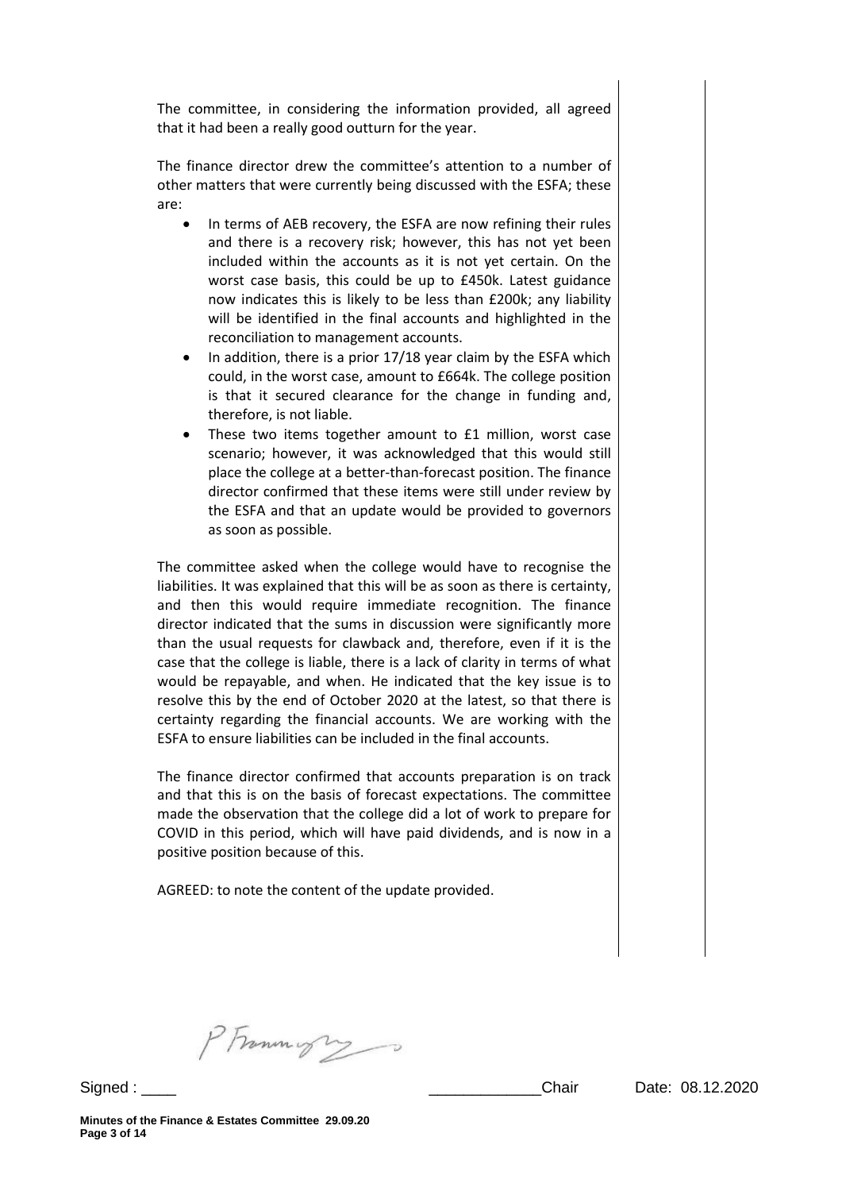The committee, in considering the information provided, all agreed that it had been a really good outturn for the year.

The finance director drew the committee's attention to a number of other matters that were currently being discussed with the ESFA; these are:

- In terms of AEB recovery, the ESFA are now refining their rules and there is a recovery risk; however, this has not yet been included within the accounts as it is not yet certain. On the worst case basis, this could be up to £450k. Latest guidance now indicates this is likely to be less than £200k; any liability will be identified in the final accounts and highlighted in the reconciliation to management accounts.
- In addition, there is a prior 17/18 year claim by the ESFA which could, in the worst case, amount to £664k. The college position is that it secured clearance for the change in funding and, therefore, is not liable.
- These two items together amount to £1 million, worst case scenario; however, it was acknowledged that this would still place the college at a better-than-forecast position. The finance director confirmed that these items were still under review by the ESFA and that an update would be provided to governors as soon as possible.

The committee asked when the college would have to recognise the liabilities. It was explained that this will be as soon as there is certainty, and then this would require immediate recognition. The finance director indicated that the sums in discussion were significantly more than the usual requests for clawback and, therefore, even if it is the case that the college is liable, there is a lack of clarity in terms of what would be repayable, and when. He indicated that the key issue is to resolve this by the end of October 2020 at the latest, so that there is certainty regarding the financial accounts. We are working with the ESFA to ensure liabilities can be included in the final accounts.

The finance director confirmed that accounts preparation is on track and that this is on the basis of forecast expectations. The committee made the observation that the college did a lot of work to prepare for COVID in this period, which will have paid dividends, and is now in a positive position because of this.

AGREED: to note the content of the update provided.

Signed : ____ _____________Chair Date: 08.12.2020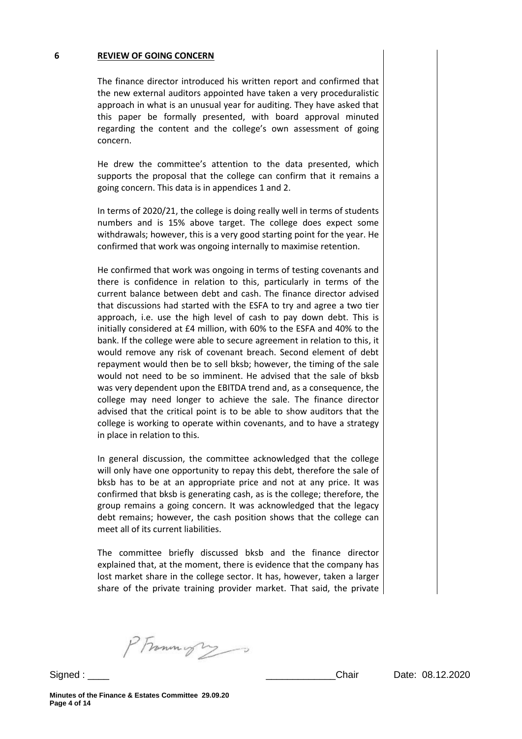## 6 REVIEW OF GOING CONCERN

The finance director introduced his written report and confirmed that the new external auditors appointed have taken a very proceduralistic approach in what is an unusual year for auditing. They have asked that this paper be formally presented, with board approval minuted regarding the content and the college's own assessment of going concern.

He drew the committee's attention to the data presented, which supports the proposal that the college can confirm that it remains a going concern. This data is in appendices 1 and 2.

In terms of 2020/21, the college is doing really well in terms of students numbers and is 15% above target. The college does expect some withdrawals; however, this is a very good starting point for the year. He confirmed that work was ongoing internally to maximise retention.

He confirmed that work was ongoing in terms of testing covenants and there is confidence in relation to this, particularly in terms of the current balance between debt and cash. The finance director advised that discussions had started with the ESFA to try and agree a two tier approach, i.e. use the high level of cash to pay down debt. This is initially considered at £4 million, with 60% to the ESFA and 40% to the bank. If the college were able to secure agreement in relation to this, it would remove any risk of covenant breach. Second element of debt repayment would then be to sell bksb; however, the timing of the sale would not need to be so imminent. He advised that the sale of bksb was very dependent upon the EBITDA trend and, as a consequence, the college may need longer to achieve the sale. The finance director advised that the critical point is to be able to show auditors that the college is working to operate within covenants, and to have a strategy in place in relation to this.

In general discussion, the committee acknowledged that the college will only have one opportunity to repay this debt, therefore the sale of bksb has to be at an appropriate price and not at any price. It was confirmed that bksb is generating cash, as is the college; therefore, the group remains a going concern. It was acknowledged that the legacy debt remains; however, the cash position shows that the college can meet all of its current liabilities.

The committee briefly discussed bksb and the finance director explained that, at the moment, there is evidence that the company has lost market share in the college sector. It has, however, taken a larger share of the private training provider market. That said, the private

Signed : ____ _____________Chair Date: 08.12.2020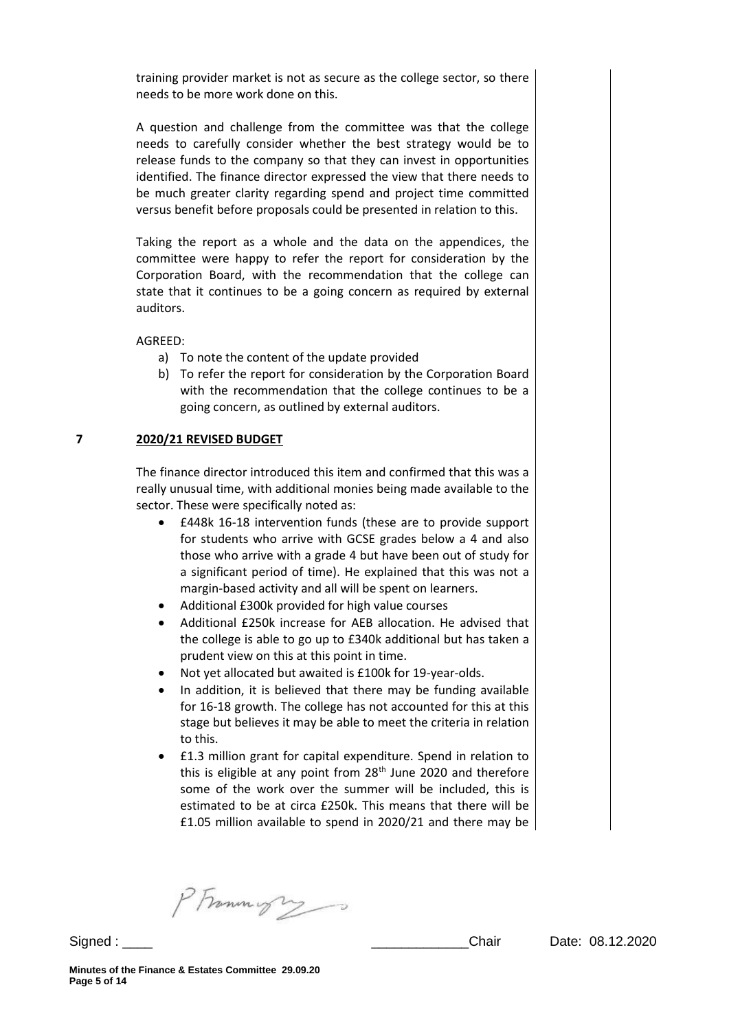training provider market is not as secure as the college sector, so there needs to be more work done on this.

A question and challenge from the committee was that the college needs to carefully consider whether the best strategy would be to release funds to the company so that they can invest in opportunities identified. The finance director expressed the view that there needs to be much greater clarity regarding spend and project time committed versus benefit before proposals could be presented in relation to this.

Taking the report as a whole and the data on the appendices, the committee were happy to refer the report for consideration by the Corporation Board, with the recommendation that the college can state that it continues to be a going concern as required by external auditors.

AGREED:

a) To note the content of the update provided
b) To refer the report for consideration by the Corporation Board with the recommendation that the college continues to be a going concern, as outlined by external auditors.

## 7 2020/21 REVISED BUDGET

The finance director introduced this item and confirmed that this was a really unusual time, with additional monies being made available to the sector. These were specifically noted as:

- £448k 16-18 intervention funds (these are to provide support for students who arrive with GCSE grades below a 4 and also those who arrive with a grade 4 but have been out of study for a significant period of time). He explained that this was not a margin-based activity and all will be spent on learners.
- Additional £300k provided for high value courses
- Additional £250k increase for AEB allocation. He advised that the college is able to go up to £340k additional but has taken a prudent view on this at this point in time.
- Not yet allocated but awaited is £100k for 19-year-olds.
- In addition, it is believed that there may be funding available for 16-18 growth. The college has not accounted for this at this stage but believes it may be able to meet the criteria in relation to this.
- £1.3 million grant for capital expenditure. Spend in relation to this is eligible at any point from 28th June 2020 and therefore some of the work over the summer will be included, this is estimated to be at circa £250k. This means that there will be £1.05 million available to spend in 2020/21 and there may be

Signed : ____ _____________Chair Date: 08.12.2020

Minutes of the Finance & Estates Committee 29.09.20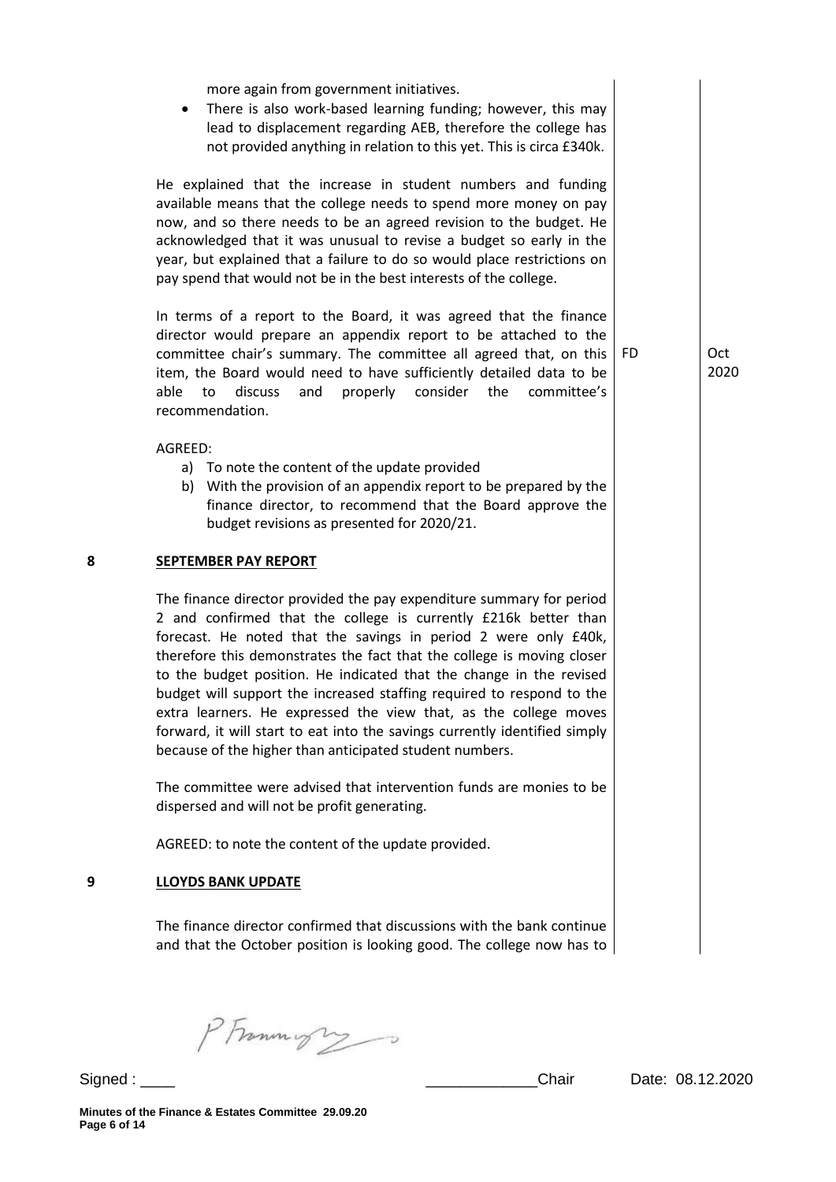more again from government initiatives.

- There is also work-based learning funding; however, this may lead to displacement regarding AEB, therefore the college has not provided anything in relation to this yet. This is circa £340k.

He explained that the increase in student numbers and funding available means that the college needs to spend more money on pay now, and so there needs to be an agreed revision to the budget. He acknowledged that it was unusual to revise a budget so early in the year, but explained that a failure to do so would place restrictions on pay spend that would not be in the best interests of the college.

In terms of a report to the Board, it was agreed that the finance director would prepare an appendix report to be attached to the committee chair's summary. The committee all agreed that, on this item, the Board would need to have sufficiently detailed data to be able to discuss and properly consider the committee's recommendation. — **FD** — **Oct 2020**

AGREED:

a) To note the content of the update provided
b) With the provision of an appendix report to be prepared by the finance director, to recommend that the Board approve the budget revisions as presented for 2020/21.

## 8 SEPTEMBER PAY REPORT

The finance director provided the pay expenditure summary for period 2 and confirmed that the college is currently £216k better than forecast. He noted that the savings in period 2 were only £40k, therefore this demonstrates the fact that the college is moving closer to the budget position. He indicated that the change in the revised budget will support the increased staffing required to respond to the extra learners. He expressed the view that, as the college moves forward, it will start to eat into the savings currently identified simply because of the higher than anticipated student numbers.

The committee were advised that intervention funds are monies to be dispersed and will not be profit generating.

AGREED: to note the content of the update provided.

## 9 LLOYDS BANK UPDATE

The finance director confirmed that discussions with the bank continue and that the October position is looking good. The college now has to

Signed : ____ _____________Chair Date: 08.12.2020

Minutes of the Finance & Estates Committee 29.09.20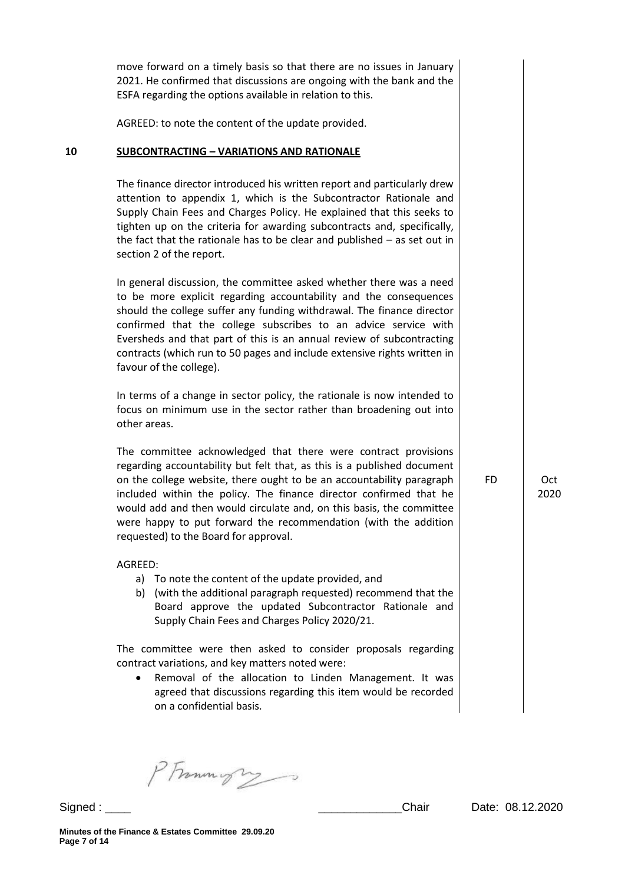move forward on a timely basis so that there are no issues in January 2021. He confirmed that discussions are ongoing with the bank and the ESFA regarding the options available in relation to this.

AGREED: to note the content of the update provided.

## 10 SUBCONTRACTING – VARIATIONS AND RATIONALE

The finance director introduced his written report and particularly drew attention to appendix 1, which is the Subcontractor Rationale and Supply Chain Fees and Charges Policy. He explained that this seeks to tighten up on the criteria for awarding subcontracts and, specifically, the fact that the rationale has to be clear and published – as set out in section 2 of the report.

In general discussion, the committee asked whether there was a need to be more explicit regarding accountability and the consequences should the college suffer any funding withdrawal. The finance director confirmed that the college subscribes to an advice service with Eversheds and that part of this is an annual review of subcontracting contracts (which run to 50 pages and include extensive rights written in favour of the college).

In terms of a change in sector policy, the rationale is now intended to focus on minimum use in the sector rather than broadening out into other areas.

The committee acknowledged that there were contract provisions regarding accountability but felt that, as this is a published document on the college website, there ought to be an accountability paragraph included within the policy. The finance director confirmed that he would add and then would circulate and, on this basis, the committee were happy to put forward the recommendation (with the addition requested) to the Board for approval.

| FD | Oct 2020 |
|---|---|

AGREED:

a) To note the content of the update provided, and
b) (with the additional paragraph requested) recommend that the Board approve the updated Subcontractor Rationale and Supply Chain Fees and Charges Policy 2020/21.

The committee were then asked to consider proposals regarding contract variations, and key matters noted were:

- Removal of the allocation to Linden Management. It was agreed that discussions regarding this item would be recorded on a confidential basis.

Signed : ____ _____________Chair Date: 08.12.2020

Minutes of the Finance & Estates Committee 29.09.20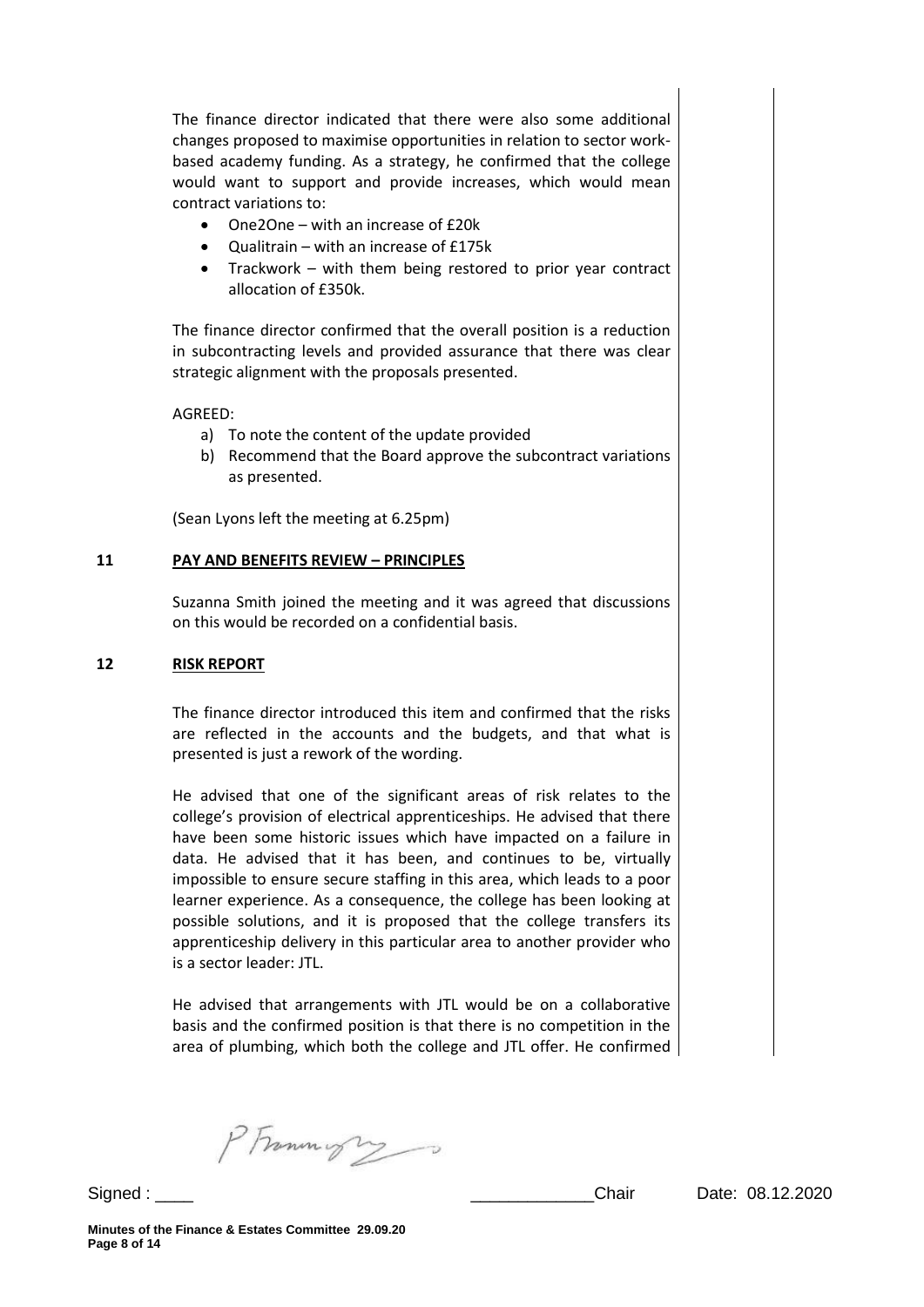The finance director indicated that there were also some additional changes proposed to maximise opportunities in relation to sector work-based academy funding. As a strategy, he confirmed that the college would want to support and provide increases, which would mean contract variations to:

- One2One – with an increase of £20k
- Qualitrain – with an increase of £175k
- Trackwork – with them being restored to prior year contract allocation of £350k.

The finance director confirmed that the overall position is a reduction in subcontracting levels and provided assurance that there was clear strategic alignment with the proposals presented.

AGREED:

a) To note the content of the update provided
b) Recommend that the Board approve the subcontract variations as presented.

(Sean Lyons left the meeting at 6.25pm)

## 11 PAY AND BENEFITS REVIEW – PRINCIPLES

Suzanna Smith joined the meeting and it was agreed that discussions on this would be recorded on a confidential basis.

## 12 RISK REPORT

The finance director introduced this item and confirmed that the risks are reflected in the accounts and the budgets, and that what is presented is just a rework of the wording.

He advised that one of the significant areas of risk relates to the college's provision of electrical apprenticeships. He advised that there have been some historic issues which have impacted on a failure in data. He advised that it has been, and continues to be, virtually impossible to ensure secure staffing in this area, which leads to a poor learner experience. As a consequence, the college has been looking at possible solutions, and it is proposed that the college transfers its apprenticeship delivery in this particular area to another provider who is a sector leader: JTL.

He advised that arrangements with JTL would be on a collaborative basis and the confirmed position is that there is no competition in the area of plumbing, which both the college and JTL offer. He confirmed

Signed : ____ _____________Chair Date: 08.12.2020

Minutes of the Finance & Estates Committee 29.09.20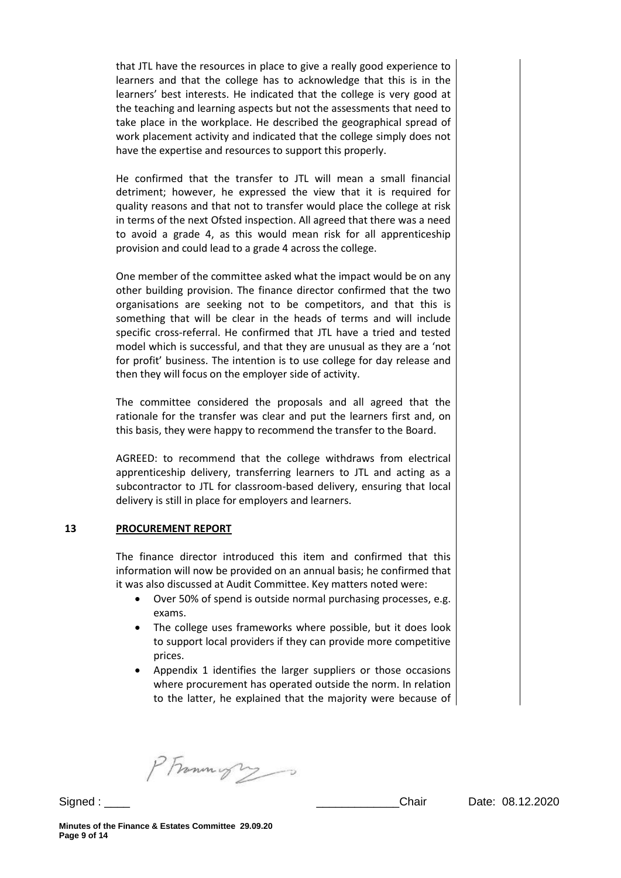that JTL have the resources in place to give a really good experience to learners and that the college has to acknowledge that this is in the learners' best interests. He indicated that the college is very good at the teaching and learning aspects but not the assessments that need to take place in the workplace. He described the geographical spread of work placement activity and indicated that the college simply does not have the expertise and resources to support this properly.

He confirmed that the transfer to JTL will mean a small financial detriment; however, he expressed the view that it is required for quality reasons and that not to transfer would place the college at risk in terms of the next Ofsted inspection. All agreed that there was a need to avoid a grade 4, as this would mean risk for all apprenticeship provision and could lead to a grade 4 across the college.

One member of the committee asked what the impact would be on any other building provision. The finance director confirmed that the two organisations are seeking not to be competitors, and that this is something that will be clear in the heads of terms and will include specific cross-referral. He confirmed that JTL have a tried and tested model which is successful, and that they are unusual as they are a 'not for profit' business. The intention is to use college for day release and then they will focus on the employer side of activity.

The committee considered the proposals and all agreed that the rationale for the transfer was clear and put the learners first and, on this basis, they were happy to recommend the transfer to the Board.

AGREED: to recommend that the college withdraws from electrical apprenticeship delivery, transferring learners to JTL and acting as a subcontractor to JTL for classroom-based delivery, ensuring that local delivery is still in place for employers and learners.

## 13 PROCUREMENT REPORT

The finance director introduced this item and confirmed that this information will now be provided on an annual basis; he confirmed that it was also discussed at Audit Committee. Key matters noted were:

- Over 50% of spend is outside normal purchasing processes, e.g. exams.
- The college uses frameworks where possible, but it does look to support local providers if they can provide more competitive prices.
- Appendix 1 identifies the larger suppliers or those occasions where procurement has operated outside the norm. In relation to the latter, he explained that the majority were because of

Signed : ____ _____________Chair Date: 08.12.2020

Minutes of the Finance & Estates Committee 29.09.20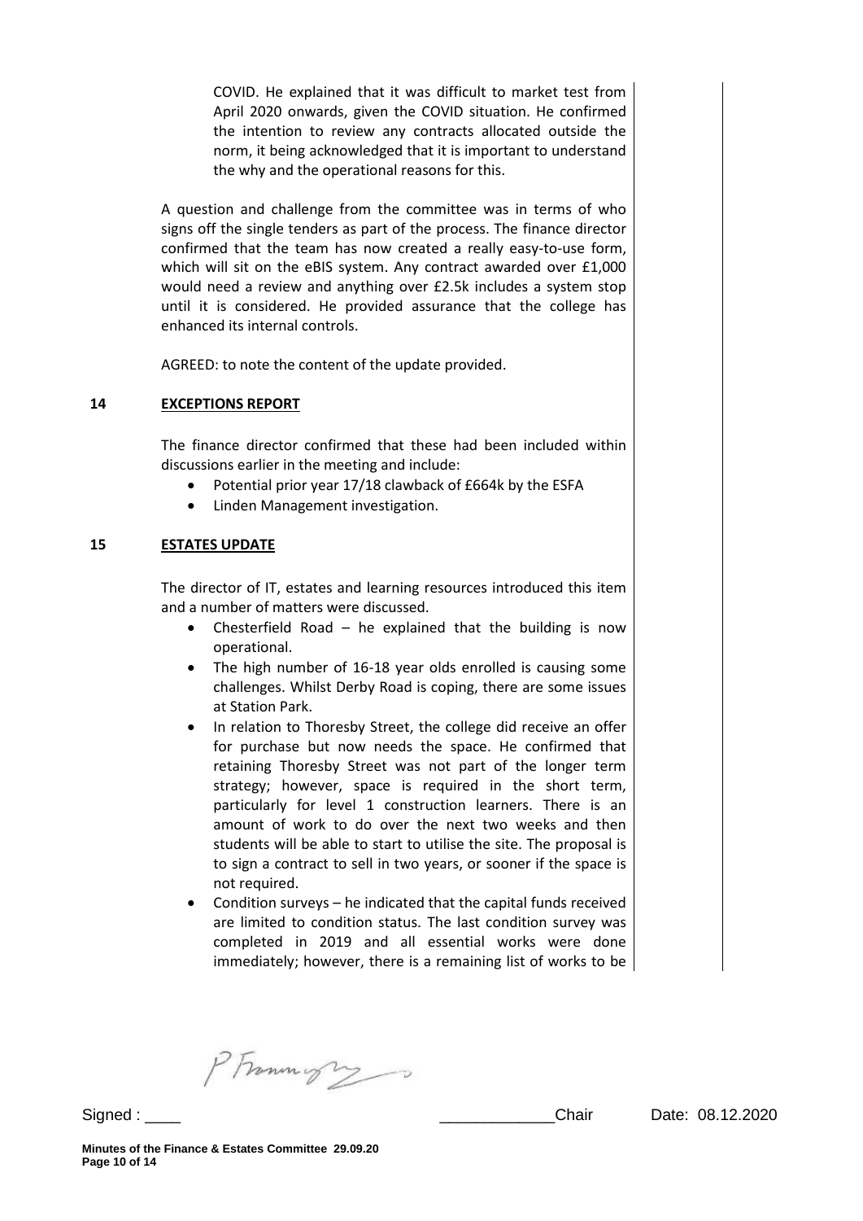COVID. He explained that it was difficult to market test from April 2020 onwards, given the COVID situation. He confirmed the intention to review any contracts allocated outside the norm, it being acknowledged that it is important to understand the why and the operational reasons for this.

A question and challenge from the committee was in terms of who signs off the single tenders as part of the process. The finance director confirmed that the team has now created a really easy-to-use form, which will sit on the eBIS system. Any contract awarded over £1,000 would need a review and anything over £2.5k includes a system stop until it is considered. He provided assurance that the college has enhanced its internal controls.

AGREED: to note the content of the update provided.

## 14 EXCEPTIONS REPORT

The finance director confirmed that these had been included within discussions earlier in the meeting and include:

- Potential prior year 17/18 clawback of £664k by the ESFA
- Linden Management investigation.

## 15 ESTATES UPDATE

The director of IT, estates and learning resources introduced this item and a number of matters were discussed.

- Chesterfield Road – he explained that the building is now operational.
- The high number of 16-18 year olds enrolled is causing some challenges. Whilst Derby Road is coping, there are some issues at Station Park.
- In relation to Thoresby Street, the college did receive an offer for purchase but now needs the space. He confirmed that retaining Thoresby Street was not part of the longer term strategy; however, space is required in the short term, particularly for level 1 construction learners. There is an amount of work to do over the next two weeks and then students will be able to start to utilise the site. The proposal is to sign a contract to sell in two years, or sooner if the space is not required.
- Condition surveys – he indicated that the capital funds received are limited to condition status. The last condition survey was completed in 2019 and all essential works were done immediately; however, there is a remaining list of works to be

Signed : ____ _____________Chair Date: 08.12.2020

**Minutes of the Finance & Estates Committee 29.09.20**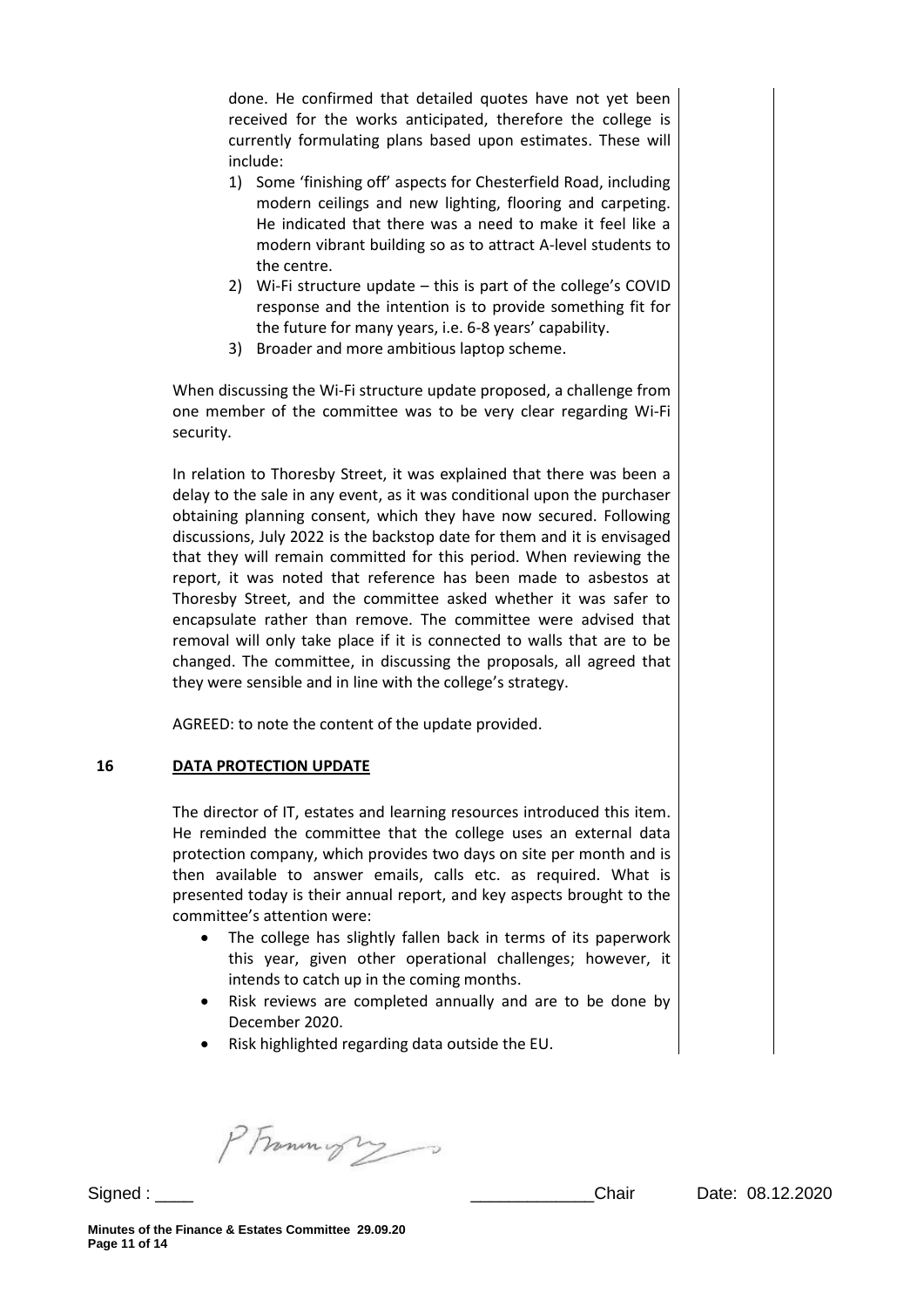done. He confirmed that detailed quotes have not yet been received for the works anticipated, therefore the college is currently formulating plans based upon estimates. These will include:

1) Some 'finishing off' aspects for Chesterfield Road, including modern ceilings and new lighting, flooring and carpeting. He indicated that there was a need to make it feel like a modern vibrant building so as to attract A-level students to the centre.
2) Wi-Fi structure update – this is part of the college's COVID response and the intention is to provide something fit for the future for many years, i.e. 6-8 years' capability.
3) Broader and more ambitious laptop scheme.

When discussing the Wi-Fi structure update proposed, a challenge from one member of the committee was to be very clear regarding Wi-Fi security.

In relation to Thoresby Street, it was explained that there was been a delay to the sale in any event, as it was conditional upon the purchaser obtaining planning consent, which they have now secured. Following discussions, July 2022 is the backstop date for them and it is envisaged that they will remain committed for this period. When reviewing the report, it was noted that reference has been made to asbestos at Thoresby Street, and the committee asked whether it was safer to encapsulate rather than remove. The committee were advised that removal will only take place if it is connected to walls that are to be changed. The committee, in discussing the proposals, all agreed that they were sensible and in line with the college's strategy.

AGREED: to note the content of the update provided.

## 16 DATA PROTECTION UPDATE

The director of IT, estates and learning resources introduced this item. He reminded the committee that the college uses an external data protection company, which provides two days on site per month and is then available to answer emails, calls etc. as required. What is presented today is their annual report, and key aspects brought to the committee's attention were:

- The college has slightly fallen back in terms of its paperwork this year, given other operational challenges; however, it intends to catch up in the coming months.
- Risk reviews are completed annually and are to be done by December 2020.
- Risk highlighted regarding data outside the EU.

Signed : ____ _____________Chair Date: 08.12.2020

Minutes of the Finance & Estates Committee 29.09.20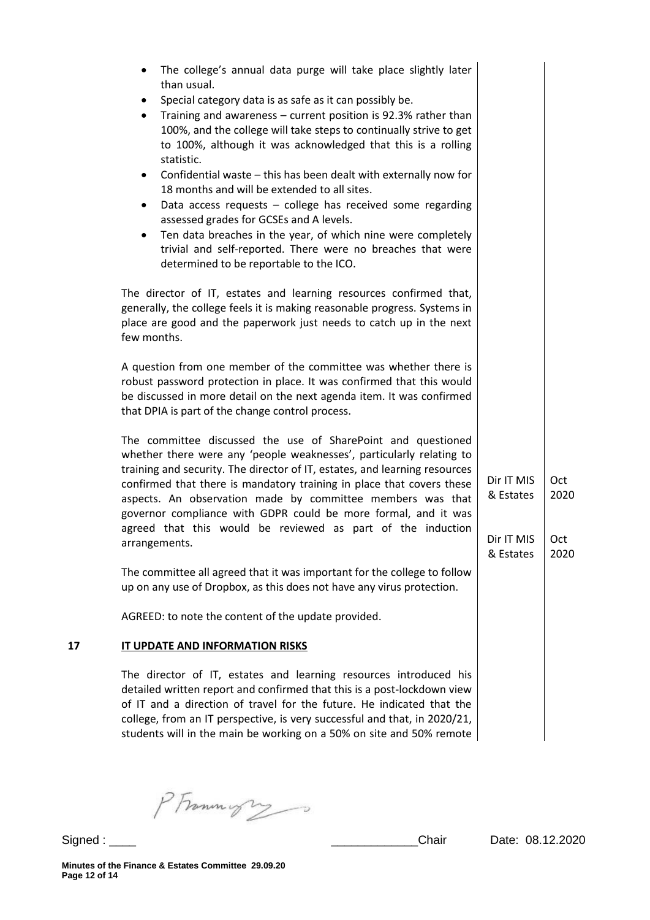- The college's annual data purge will take place slightly later than usual.
- Special category data is as safe as it can possibly be.
- Training and awareness – current position is 92.3% rather than 100%, and the college will take steps to continually strive to get to 100%, although it was acknowledged that this is a rolling statistic.
- Confidential waste – this has been dealt with externally now for 18 months and will be extended to all sites.
- Data access requests – college has received some regarding assessed grades for GCSEs and A levels.
- Ten data breaches in the year, of which nine were completely trivial and self-reported. There were no breaches that were determined to be reportable to the ICO.

The director of IT, estates and learning resources confirmed that, generally, the college feels it is making reasonable progress. Systems in place are good and the paperwork just needs to catch up in the next few months.

A question from one member of the committee was whether there is robust password protection in place. It was confirmed that this would be discussed in more detail on the next agenda item. It was confirmed that DPIA is part of the change control process.

The committee discussed the use of SharePoint and questioned whether there were any 'people weaknesses', particularly relating to training and security. The director of IT, estates, and learning resources confirmed that there is mandatory training in place that covers these aspects. An observation made by committee members was that governor compliance with GDPR could be more formal, and it was agreed that this would be reviewed as part of the induction arrangements. — **Dir IT MIS & Estates — Oct 2020**

The committee all agreed that it was important for the college to follow up on any use of Dropbox, as this does not have any virus protection. — **Dir IT MIS & Estates — Oct 2020**

AGREED: to note the content of the update provided.

## 17 IT UPDATE AND INFORMATION RISKS

The director of IT, estates and learning resources introduced his detailed written report and confirmed that this is a post-lockdown view of IT and a direction of travel for the future. He indicated that the college, from an IT perspective, is very successful and that, in 2020/21, students will in the main be working on a 50% on site and 50% remote

Signed : ____ _____________Chair Date: 08.12.2020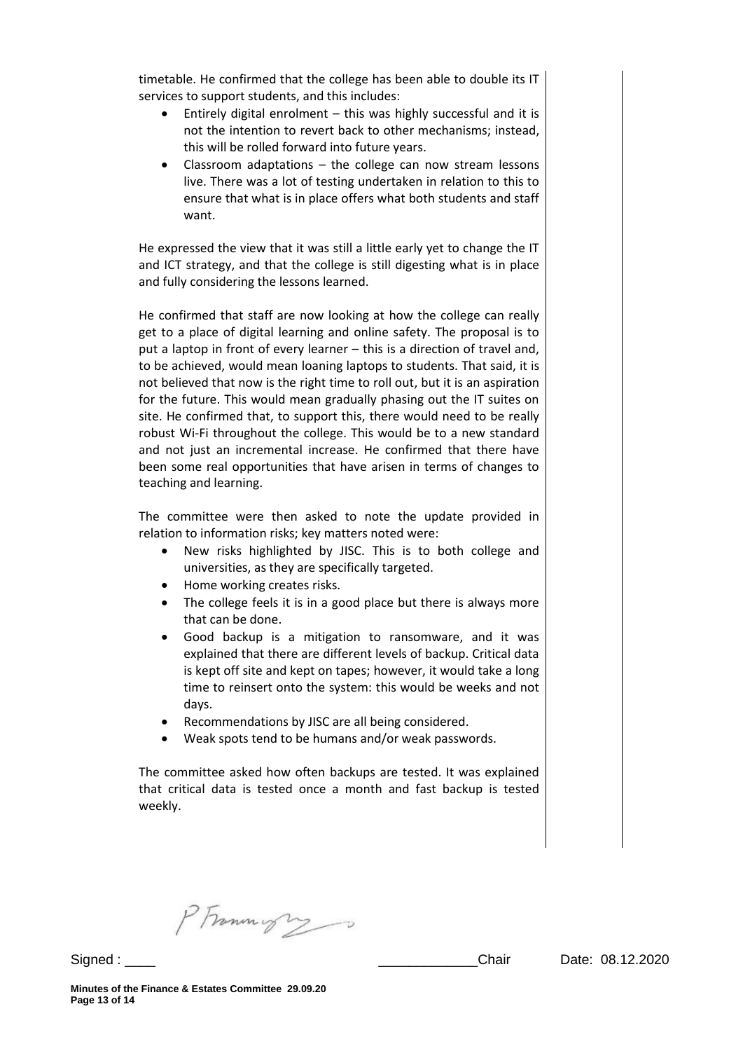timetable. He confirmed that the college has been able to double its IT services to support students, and this includes:

- Entirely digital enrolment – this was highly successful and it is not the intention to revert back to other mechanisms; instead, this will be rolled forward into future years.
- Classroom adaptations – the college can now stream lessons live. There was a lot of testing undertaken in relation to this to ensure that what is in place offers what both students and staff want.

He expressed the view that it was still a little early yet to change the IT and ICT strategy, and that the college is still digesting what is in place and fully considering the lessons learned.

He confirmed that staff are now looking at how the college can really get to a place of digital learning and online safety. The proposal is to put a laptop in front of every learner – this is a direction of travel and, to be achieved, would mean loaning laptops to students. That said, it is not believed that now is the right time to roll out, but it is an aspiration for the future. This would mean gradually phasing out the IT suites on site. He confirmed that, to support this, there would need to be really robust Wi-Fi throughout the college. This would be to a new standard and not just an incremental increase. He confirmed that there have been some real opportunities that have arisen in terms of changes to teaching and learning.

The committee were then asked to note the update provided in relation to information risks; key matters noted were:

- New risks highlighted by JISC. This is to both college and universities, as they are specifically targeted.
- Home working creates risks.
- The college feels it is in a good place but there is always more that can be done.
- Good backup is a mitigation to ransomware, and it was explained that there are different levels of backup. Critical data is kept off site and kept on tapes; however, it would take a long time to reinsert onto the system: this would be weeks and not days.
- Recommendations by JISC are all being considered.
- Weak spots tend to be humans and/or weak passwords.

The committee asked how often backups are tested. It was explained that critical data is tested once a month and fast backup is tested weekly.

Signed : ____ _____________Chair Date: 08.12.2020

**Minutes of the Finance & Estates Committee 29.09.20**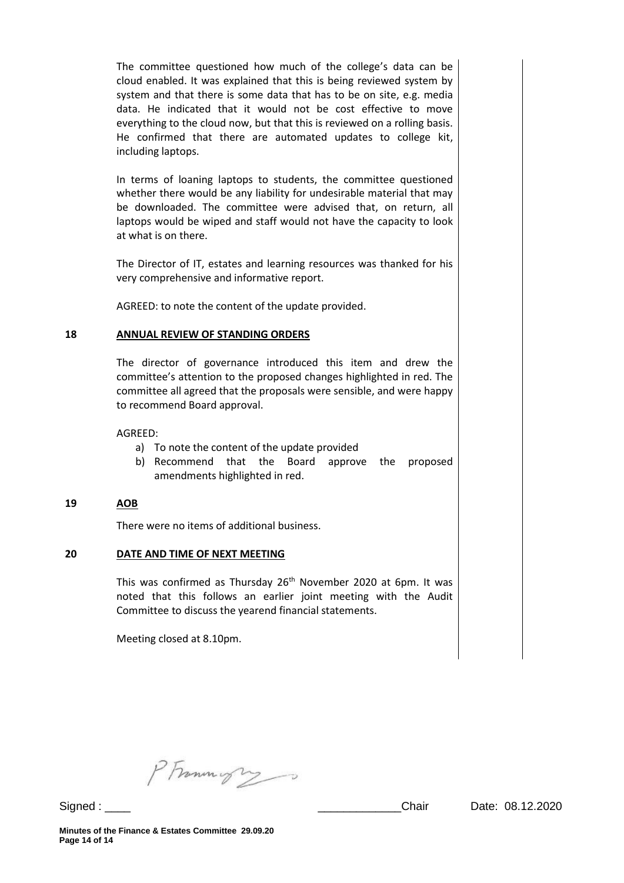The committee questioned how much of the college's data can be cloud enabled. It was explained that this is being reviewed system by system and that there is some data that has to be on site, e.g. media data. He indicated that it would not be cost effective to move everything to the cloud now, but that this is reviewed on a rolling basis. He confirmed that there are automated updates to college kit, including laptops.

In terms of loaning laptops to students, the committee questioned whether there would be any liability for undesirable material that may be downloaded. The committee were advised that, on return, all laptops would be wiped and staff would not have the capacity to look at what is on there.

The Director of IT, estates and learning resources was thanked for his very comprehensive and informative report.

AGREED: to note the content of the update provided.

## 18 ANNUAL REVIEW OF STANDING ORDERS

The director of governance introduced this item and drew the committee's attention to the proposed changes highlighted in red. The committee all agreed that the proposals were sensible, and were happy to recommend Board approval.

AGREED:

a) To note the content of the update provided
b) Recommend that the Board approve the proposed amendments highlighted in red.

## 19 AOB

There were no items of additional business.

## 20 DATE AND TIME OF NEXT MEETING

This was confirmed as Thursday 26th November 2020 at 6pm. It was noted that this follows an earlier joint meeting with the Audit Committee to discuss the yearend financial statements.

Meeting closed at 8.10pm.

Signed : ____ _____________Chair Date: 08.12.2020

Minutes of the Finance & Estates Committee 29.09.20